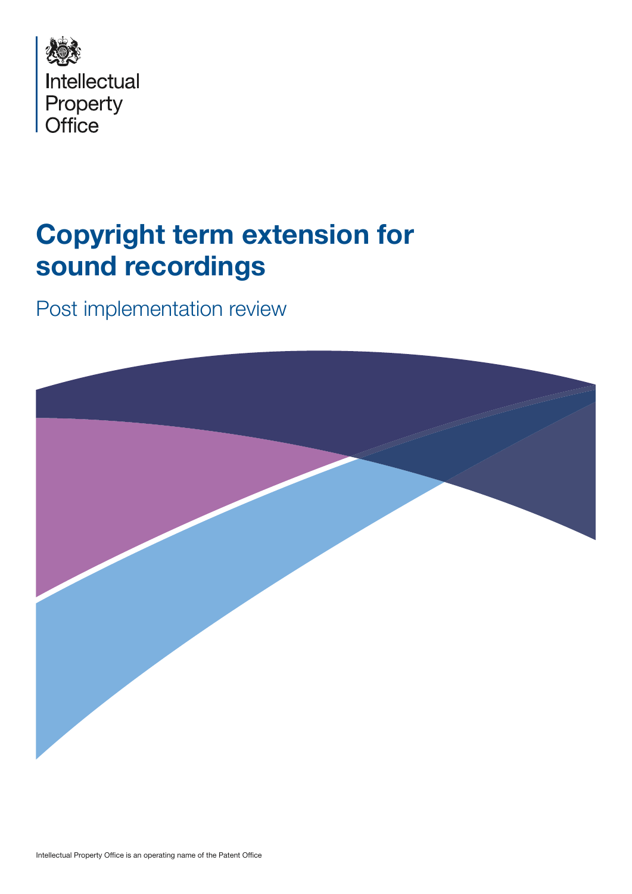Intellectual Property Office

# Copyright term extension for sound recordings

## Post implementation review

Intellectual Property Office is an operating name of the Patent Office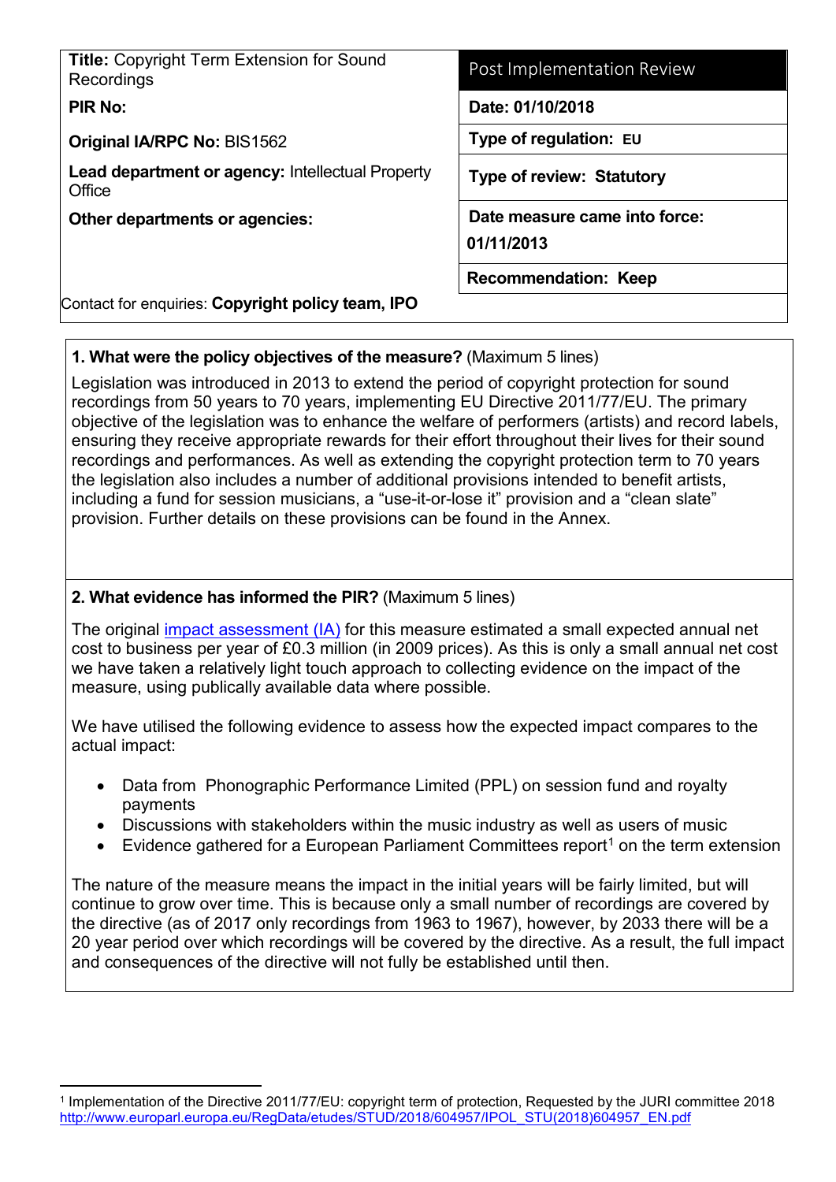| **Title:** Copyright Term Extension for Sound Recordings | Post Implementation Review |
| --- | --- |
| **PIR No:** | **Date: 01/10/2018** |
| **Original IA/RPC No:** BIS1562 | **Type of regulation: EU** |
| **Lead department or agency:** Intellectual Property Office | **Type of review: Statutory** |
| **Other departments or agencies:** | **Date measure came into force: 01/11/2013** |
| | **Recommendation: Keep** |

Contact for enquiries: **Copyright policy team, IPO**

**1. What were the policy objectives of the measure?** (Maximum 5 lines)

Legislation was introduced in 2013 to extend the period of copyright protection for sound recordings from 50 years to 70 years, implementing EU Directive 2011/77/EU. The primary objective of the legislation was to enhance the welfare of performers (artists) and record labels, ensuring they receive appropriate rewards for their effort throughout their lives for their sound recordings and performances. As well as extending the copyright protection term to 70 years the legislation also includes a number of additional provisions intended to benefit artists, including a fund for session musicians, a "use-it-or-lose it" provision and a "clean slate" provision. Further details on these provisions can be found in the Annex.

**2. What evidence has informed the PIR?** (Maximum 5 lines)

The original impact assessment (IA) for this measure estimated a small expected annual net cost to business per year of £0.3 million (in 2009 prices). As this is only a small annual net cost we have taken a relatively light touch approach to collecting evidence on the impact of the measure, using publically available data where possible.

We have utilised the following evidence to assess how the expected impact compares to the actual impact:

- Data from Phonographic Performance Limited (PPL) on session fund and royalty payments
- Discussions with stakeholders within the music industry as well as users of music
- Evidence gathered for a European Parliament Committees report[1] on the term extension

The nature of the measure means the impact in the initial years will be fairly limited, but will continue to grow over time. This is because only a small number of recordings are covered by the directive (as of 2017 only recordings from 1963 to 1967), however, by 2033 there will be a 20 year period over which recordings will be covered by the directive. As a result, the full impact and consequences of the directive will not fully be established until then.

[1] Implementation of the Directive 2011/77/EU: copyright term of protection, Requested by the JURI committee 2018 http://www.europarl.europa.eu/RegData/etudes/STUD/2018/604957/IPOL_STU(2018)604957_EN.pdf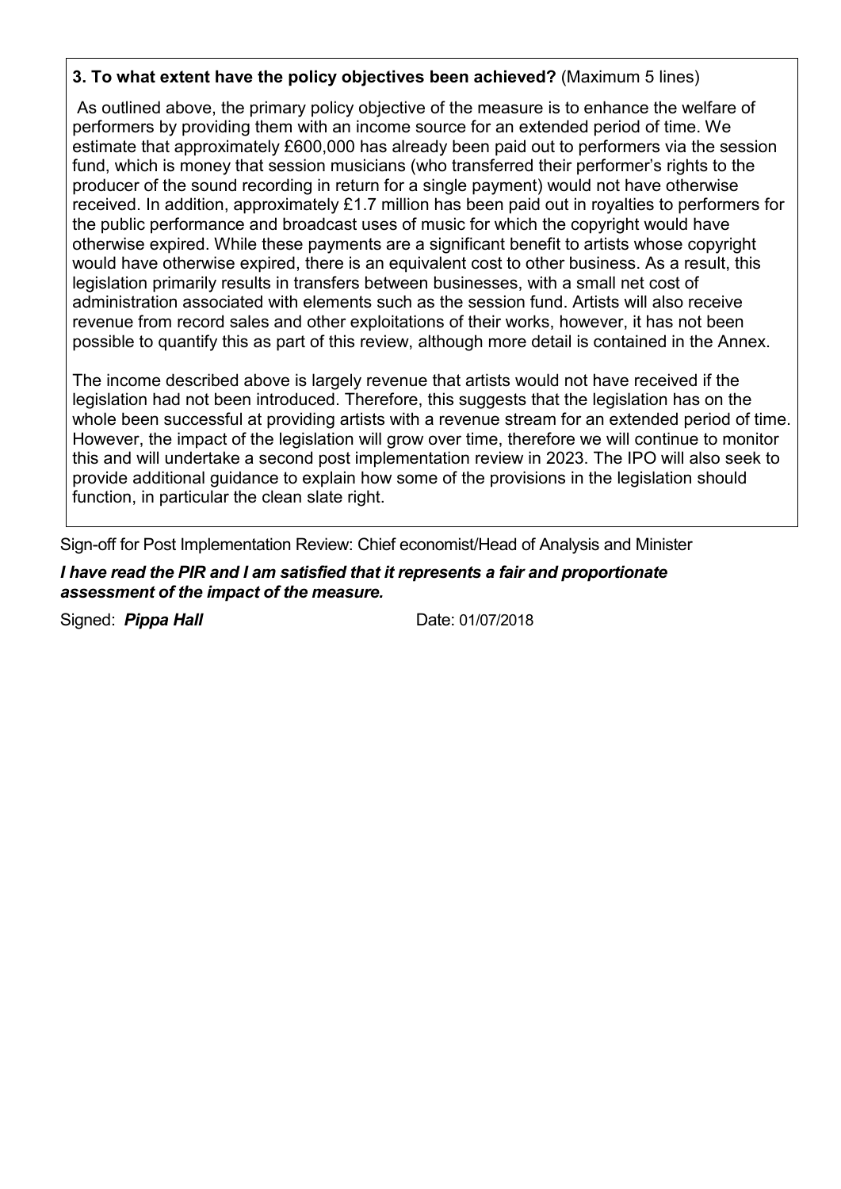**3. To what extent have the policy objectives been achieved?** (Maximum 5 lines)

As outlined above, the primary policy objective of the measure is to enhance the welfare of performers by providing them with an income source for an extended period of time. We estimate that approximately £600,000 has already been paid out to performers via the session fund, which is money that session musicians (who transferred their performer's rights to the producer of the sound recording in return for a single payment) would not have otherwise received. In addition, approximately £1.7 million has been paid out in royalties to performers for the public performance and broadcast uses of music for which the copyright would have otherwise expired. While these payments are a significant benefit to artists whose copyright would have otherwise expired, there is an equivalent cost to other business. As a result, this legislation primarily results in transfers between businesses, with a small net cost of administration associated with elements such as the session fund. Artists will also receive revenue from record sales and other exploitations of their works, however, it has not been possible to quantify this as part of this review, although more detail is contained in the Annex.

The income described above is largely revenue that artists would not have received if the legislation had not been introduced. Therefore, this suggests that the legislation has on the whole been successful at providing artists with a revenue stream for an extended period of time. However, the impact of the legislation will grow over time, therefore we will continue to monitor this and will undertake a second post implementation review in 2023. The IPO will also seek to provide additional guidance to explain how some of the provisions in the legislation should function, in particular the clean slate right.

Sign-off for Post Implementation Review: Chief economist/Head of Analysis and Minister

***I have read the PIR and I am satisfied that it represents a fair and proportionate assessment of the impact of the measure.***

Signed: ***Pippa Hall*** Date: 01/07/2018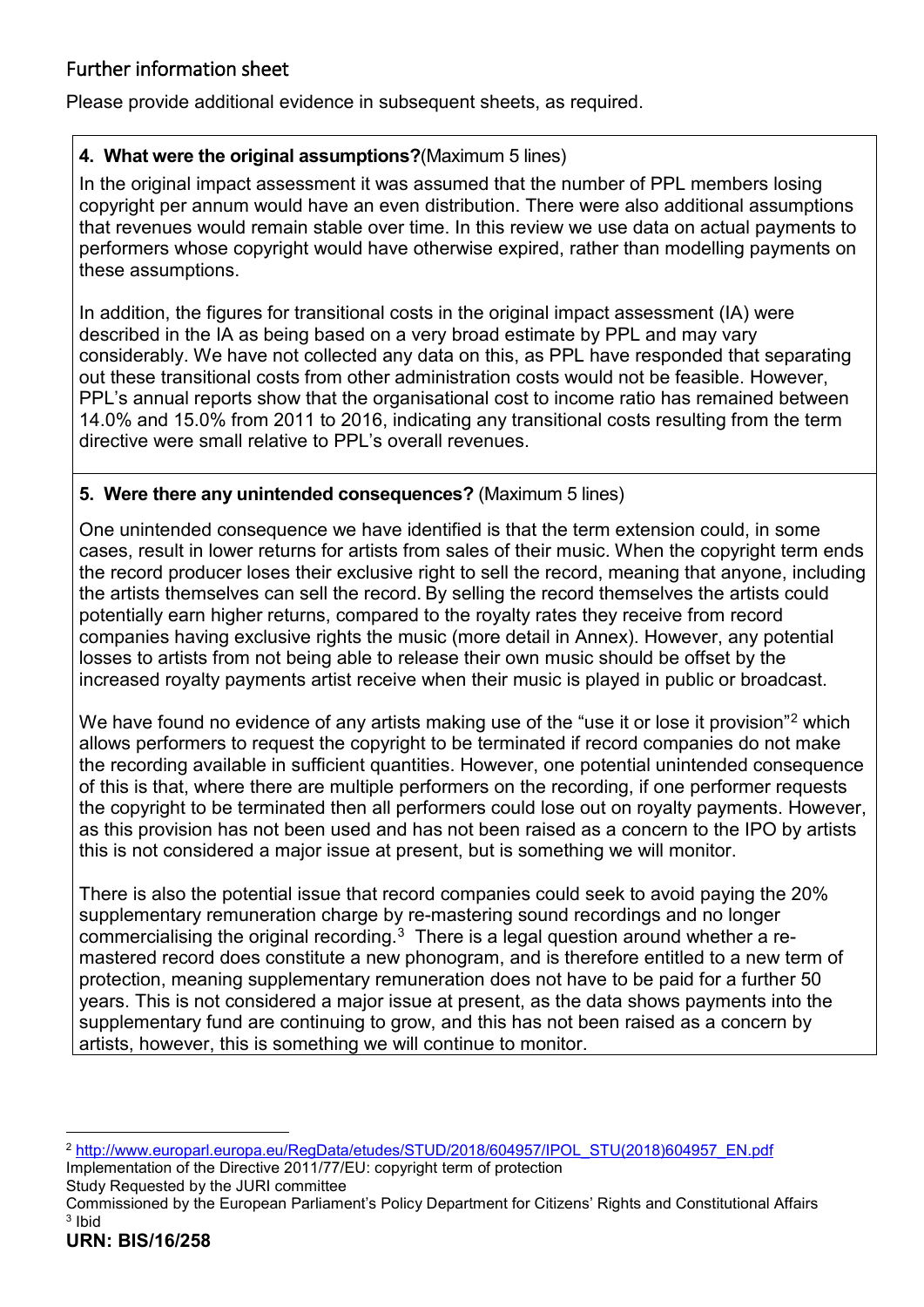## Further information sheet

Please provide additional evidence in subsequent sheets, as required.

**4. What were the original assumptions?**(Maximum 5 lines)

In the original impact assessment it was assumed that the number of PPL members losing copyright per annum would have an even distribution. There were also additional assumptions that revenues would remain stable over time. In this review we use data on actual payments to performers whose copyright would have otherwise expired, rather than modelling payments on these assumptions.

In addition, the figures for transitional costs in the original impact assessment (IA) were described in the IA as being based on a very broad estimate by PPL and may vary considerably. We have not collected any data on this, as PPL have responded that separating out these transitional costs from other administration costs would not be feasible. However, PPL's annual reports show that the organisational cost to income ratio has remained between 14.0% and 15.0% from 2011 to 2016, indicating any transitional costs resulting from the term directive were small relative to PPL's overall revenues.

**5. Were there any unintended consequences?** (Maximum 5 lines)

One unintended consequence we have identified is that the term extension could, in some cases, result in lower returns for artists from sales of their music. When the copyright term ends the record producer loses their exclusive right to sell the record, meaning that anyone, including the artists themselves can sell the record. By selling the record themselves the artists could potentially earn higher returns, compared to the royalty rates they receive from record companies having exclusive rights the music (more detail in Annex). However, any potential losses to artists from not being able to release their own music should be offset by the increased royalty payments artist receive when their music is played in public or broadcast.

We have found no evidence of any artists making use of the "use it or lose it provision"[2] which allows performers to request the copyright to be terminated if record companies do not make the recording available in sufficient quantities. However, one potential unintended consequence of this is that, where there are multiple performers on the recording, if one performer requests the copyright to be terminated then all performers could lose out on royalty payments. However, as this provision has not been used and has not been raised as a concern to the IPO by artists this is not considered a major issue at present, but is something we will monitor.

There is also the potential issue that record companies could seek to avoid paying the 20% supplementary remuneration charge by re-mastering sound recordings and no longer commercialising the original recording.[3] There is a legal question around whether a re-mastered record does constitute a new phonogram, and is therefore entitled to a new term of protection, meaning supplementary remuneration does not have to be paid for a further 50 years. This is not considered a major issue at present, as the data shows payments into the supplementary fund are continuing to grow, and this has not been raised as a concern by artists, however, this is something we will continue to monitor.

---

[2] http://www.europarl.europa.eu/RegData/etudes/STUD/2018/604957/IPOL_STU(2018)604957_EN.pdf
Implementation of the Directive 2011/77/EU: copyright term of protection
Study Requested by the JURI committee
Commissioned by the European Parliament's Policy Department for Citizens' Rights and Constitutional Affairs

[3] Ibid

**URN: BIS/16/258**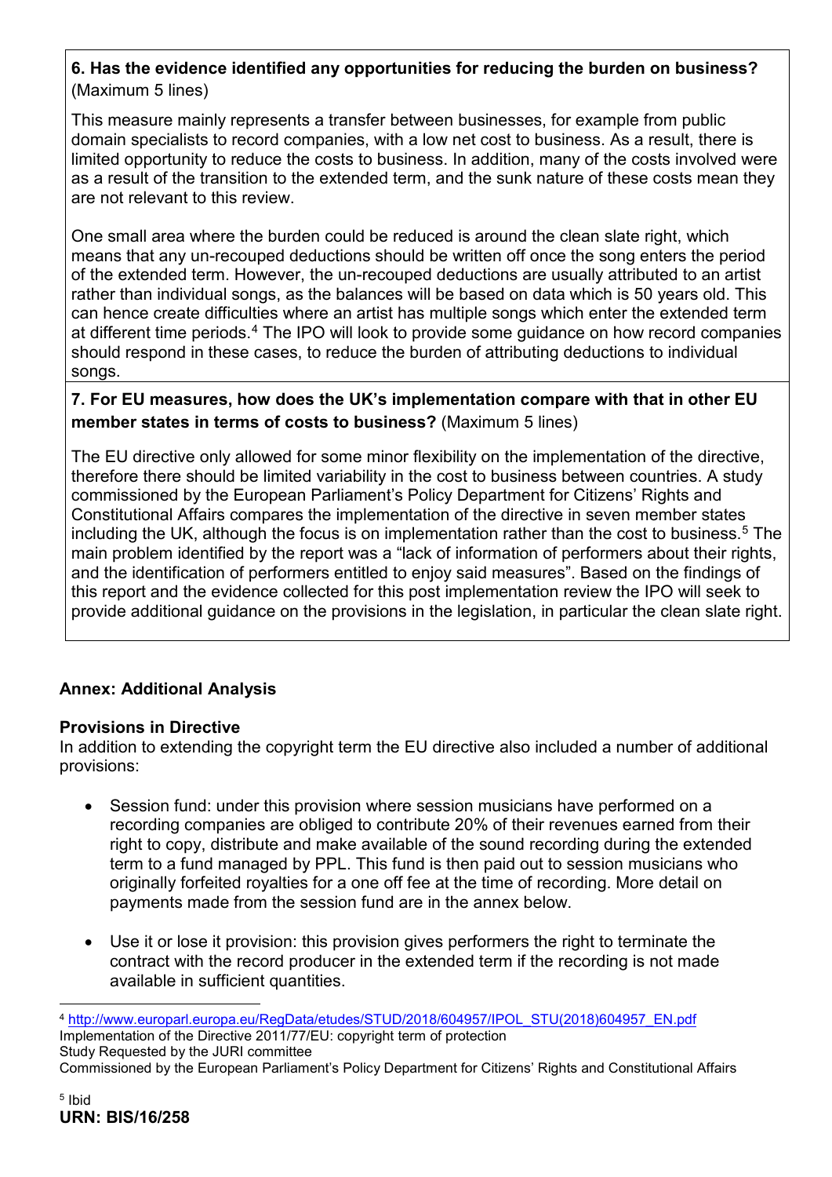**6. Has the evidence identified any opportunities for reducing the burden on business?** (Maximum 5 lines)

This measure mainly represents a transfer between businesses, for example from public domain specialists to record companies, with a low net cost to business. As a result, there is limited opportunity to reduce the costs to business. In addition, many of the costs involved were as a result of the transition to the extended term, and the sunk nature of these costs mean they are not relevant to this review.

One small area where the burden could be reduced is around the clean slate right, which means that any un-recouped deductions should be written off once the song enters the period of the extended term. However, the un-recouped deductions are usually attributed to an artist rather than individual songs, as the balances will be based on data which is 50 years old. This can hence create difficulties where an artist has multiple songs which enter the extended term at different time periods.[4] The IPO will look to provide some guidance on how record companies should respond in these cases, to reduce the burden of attributing deductions to individual songs.

**7. For EU measures, how does the UK's implementation compare with that in other EU member states in terms of costs to business?** (Maximum 5 lines)

The EU directive only allowed for some minor flexibility on the implementation of the directive, therefore there should be limited variability in the cost to business between countries. A study commissioned by the European Parliament's Policy Department for Citizens' Rights and Constitutional Affairs compares the implementation of the directive in seven member states including the UK, although the focus is on implementation rather than the cost to business.[5] The main problem identified by the report was a "lack of information of performers about their rights, and the identification of performers entitled to enjoy said measures". Based on the findings of this report and the evidence collected for this post implementation review the IPO will seek to provide additional guidance on the provisions in the legislation, in particular the clean slate right.

## Annex: Additional Analysis

### Provisions in Directive

In addition to extending the copyright term the EU directive also included a number of additional provisions:

- Session fund: under this provision where session musicians have performed on a recording companies are obliged to contribute 20% of their revenues earned from their right to copy, distribute and make available of the sound recording during the extended term to a fund managed by PPL. This fund is then paid out to session musicians who originally forfeited royalties for a one off fee at the time of recording. More detail on payments made from the session fund are in the annex below.

- Use it or lose it provision: this provision gives performers the right to terminate the contract with the record producer in the extended term if the recording is not made available in sufficient quantities.

---

[4] http://www.europarl.europa.eu/RegData/etudes/STUD/2018/604957/IPOL_STU(2018)604957_EN.pdf
Implementation of the Directive 2011/77/EU: copyright term of protection
Study Requested by the JURI committee
Commissioned by the European Parliament's Policy Department for Citizens' Rights and Constitutional Affairs

[5] Ibid

**URN: BIS/16/258**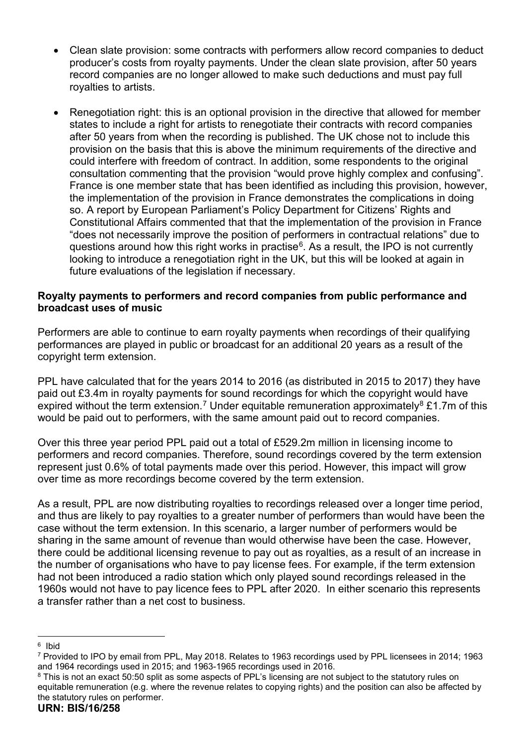- Clean slate provision: some contracts with performers allow record companies to deduct producer's costs from royalty payments. Under the clean slate provision, after 50 years record companies are no longer allowed to make such deductions and must pay full royalties to artists.

- Renegotiation right: this is an optional provision in the directive that allowed for member states to include a right for artists to renegotiate their contracts with record companies after 50 years from when the recording is published. The UK chose not to include this provision on the basis that this is above the minimum requirements of the directive and could interfere with freedom of contract. In addition, some respondents to the original consultation commenting that the provision "would prove highly complex and confusing". France is one member state that has been identified as including this provision, however, the implementation of the provision in France demonstrates the complications in doing so. A report by European Parliament's Policy Department for Citizens' Rights and Constitutional Affairs commented that that the implementation of the provision in France "does not necessarily improve the position of performers in contractual relations" due to questions around how this right works in practise[6]. As a result, the IPO is not currently looking to introduce a renegotiation right in the UK, but this will be looked at again in future evaluations of the legislation if necessary.

**Royalty payments to performers and record companies from public performance and broadcast uses of music**

Performers are able to continue to earn royalty payments when recordings of their qualifying performances are played in public or broadcast for an additional 20 years as a result of the copyright term extension.

PPL have calculated that for the years 2014 to 2016 (as distributed in 2015 to 2017) they have paid out £3.4m in royalty payments for sound recordings for which the copyright would have expired without the term extension.[7] Under equitable remuneration approximately[8] £1.7m of this would be paid out to performers, with the same amount paid out to record companies.

Over this three year period PPL paid out a total of £529.2m million in licensing income to performers and record companies. Therefore, sound recordings covered by the term extension represent just 0.6% of total payments made over this period. However, this impact will grow over time as more recordings become covered by the term extension.

As a result, PPL are now distributing royalties to recordings released over a longer time period, and thus are likely to pay royalties to a greater number of performers than would have been the case without the term extension. In this scenario, a larger number of performers would be sharing in the same amount of revenue than would otherwise have been the case. However, there could be additional licensing revenue to pay out as royalties, as a result of an increase in the number of organisations who have to pay license fees. For example, if the term extension had not been introduced a radio station which only played sound recordings released in the 1960s would not have to pay licence fees to PPL after 2020. In either scenario this represents a transfer rather than a net cost to business.

---

[6] Ibid

[7] Provided to IPO by email from PPL, May 2018. Relates to 1963 recordings used by PPL licensees in 2014; 1963 and 1964 recordings used in 2015; and 1963-1965 recordings used in 2016.

[8] This is not an exact 50:50 split as some aspects of PPL's licensing are not subject to the statutory rules on equitable remuneration (e.g. where the revenue relates to copying rights) and the position can also be affected by the statutory rules on performer.

**URN: BIS/16/258**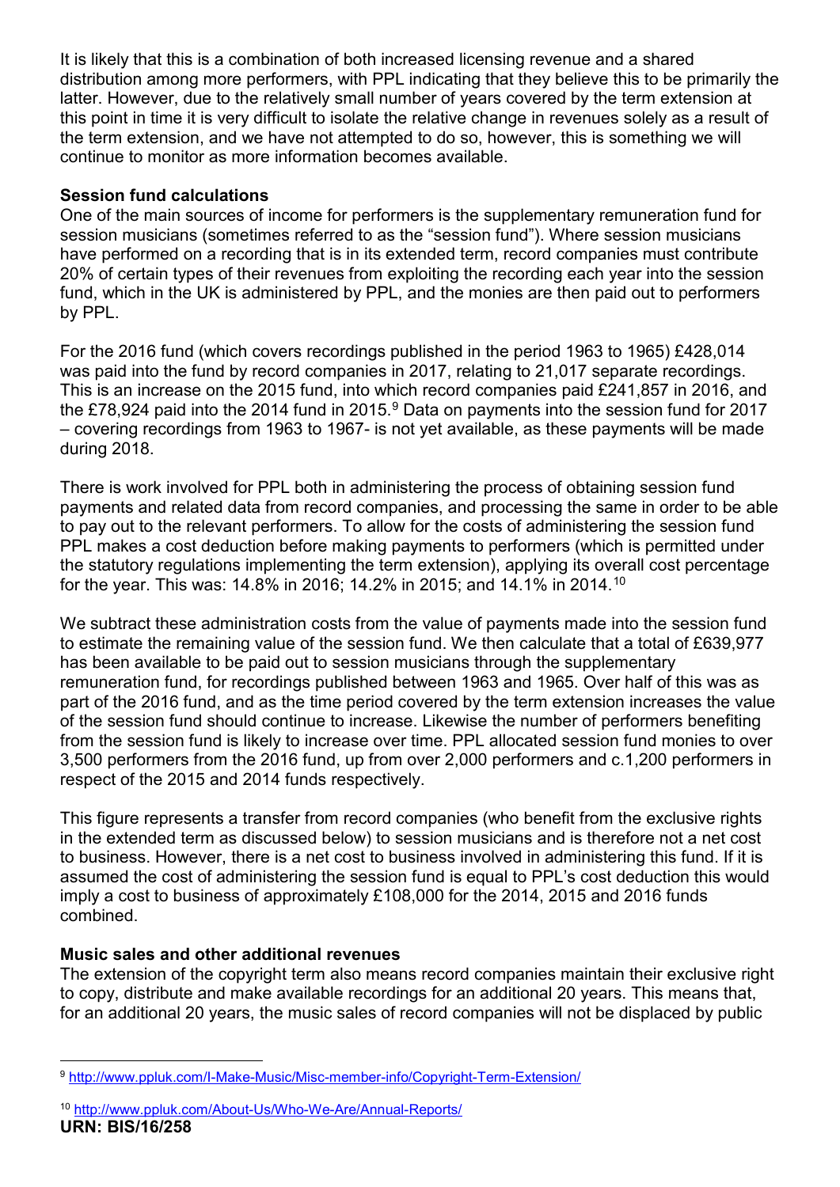It is likely that this is a combination of both increased licensing revenue and a shared distribution among more performers, with PPL indicating that they believe this to be primarily the latter. However, due to the relatively small number of years covered by the term extension at this point in time it is very difficult to isolate the relative change in revenues solely as a result of the term extension, and we have not attempted to do so, however, this is something we will continue to monitor as more information becomes available.

**Session fund calculations**

One of the main sources of income for performers is the supplementary remuneration fund for session musicians (sometimes referred to as the "session fund"). Where session musicians have performed on a recording that is in its extended term, record companies must contribute 20% of certain types of their revenues from exploiting the recording each year into the session fund, which in the UK is administered by PPL, and the monies are then paid out to performers by PPL.

For the 2016 fund (which covers recordings published in the period 1963 to 1965) £428,014 was paid into the fund by record companies in 2017, relating to 21,017 separate recordings. This is an increase on the 2015 fund, into which record companies paid £241,857 in 2016, and the £78,924 paid into the 2014 fund in 2015.[9] Data on payments into the session fund for 2017 – covering recordings from 1963 to 1967- is not yet available, as these payments will be made during 2018.

There is work involved for PPL both in administering the process of obtaining session fund payments and related data from record companies, and processing the same in order to be able to pay out to the relevant performers. To allow for the costs of administering the session fund PPL makes a cost deduction before making payments to performers (which is permitted under the statutory regulations implementing the term extension), applying its overall cost percentage for the year. This was: 14.8% in 2016; 14.2% in 2015; and 14.1% in 2014.[10]

We subtract these administration costs from the value of payments made into the session fund to estimate the remaining value of the session fund. We then calculate that a total of £639,977 has been available to be paid out to session musicians through the supplementary remuneration fund, for recordings published between 1963 and 1965. Over half of this was as part of the 2016 fund, and as the time period covered by the term extension increases the value of the session fund should continue to increase. Likewise the number of performers benefiting from the session fund is likely to increase over time. PPL allocated session fund monies to over 3,500 performers from the 2016 fund, up from over 2,000 performers and c.1,200 performers in respect of the 2015 and 2014 funds respectively.

This figure represents a transfer from record companies (who benefit from the exclusive rights in the extended term as discussed below) to session musicians and is therefore not a net cost to business. However, there is a net cost to business involved in administering this fund. If it is assumed the cost of administering the session fund is equal to PPL's cost deduction this would imply a cost to business of approximately £108,000 for the 2014, 2015 and 2016 funds combined.

**Music sales and other additional revenues**

The extension of the copyright term also means record companies maintain their exclusive right to copy, distribute and make available recordings for an additional 20 years. This means that, for an additional 20 years, the music sales of record companies will not be displaced by public

[9] http://www.ppluk.com/I-Make-Music/Misc-member-info/Copyright-Term-Extension/

[10] http://www.ppluk.com/About-Us/Who-We-Are/Annual-Reports/

**URN: BIS/16/258**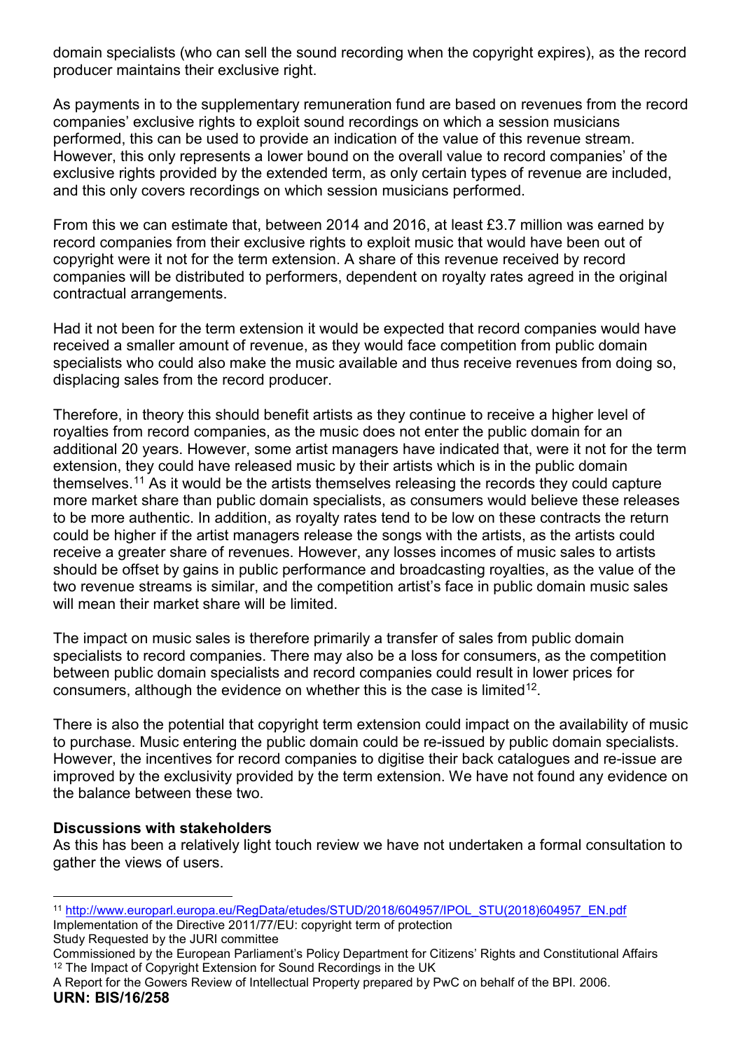domain specialists (who can sell the sound recording when the copyright expires), as the record producer maintains their exclusive right.

As payments in to the supplementary remuneration fund are based on revenues from the record companies' exclusive rights to exploit sound recordings on which a session musicians performed, this can be used to provide an indication of the value of this revenue stream. However, this only represents a lower bound on the overall value to record companies' of the exclusive rights provided by the extended term, as only certain types of revenue are included, and this only covers recordings on which session musicians performed.

From this we can estimate that, between 2014 and 2016, at least £3.7 million was earned by record companies from their exclusive rights to exploit music that would have been out of copyright were it not for the term extension. A share of this revenue received by record companies will be distributed to performers, dependent on royalty rates agreed in the original contractual arrangements.

Had it not been for the term extension it would be expected that record companies would have received a smaller amount of revenue, as they would face competition from public domain specialists who could also make the music available and thus receive revenues from doing so, displacing sales from the record producer.

Therefore, in theory this should benefit artists as they continue to receive a higher level of royalties from record companies, as the music does not enter the public domain for an additional 20 years. However, some artist managers have indicated that, were it not for the term extension, they could have released music by their artists which is in the public domain themselves.[11] As it would be the artists themselves releasing the records they could capture more market share than public domain specialists, as consumers would believe these releases to be more authentic. In addition, as royalty rates tend to be low on these contracts the return could be higher if the artist managers release the songs with the artists, as the artists could receive a greater share of revenues. However, any losses incomes of music sales to artists should be offset by gains in public performance and broadcasting royalties, as the value of the two revenue streams is similar, and the competition artist's face in public domain music sales will mean their market share will be limited.

The impact on music sales is therefore primarily a transfer of sales from public domain specialists to record companies. There may also be a loss for consumers, as the competition between public domain specialists and record companies could result in lower prices for consumers, although the evidence on whether this is the case is limited[12].

There is also the potential that copyright term extension could impact on the availability of music to purchase. Music entering the public domain could be re-issued by public domain specialists. However, the incentives for record companies to digitise their back catalogues and re-issue are improved by the exclusivity provided by the term extension. We have not found any evidence on the balance between these two.

**Discussions with stakeholders**

As this has been a relatively light touch review we have not undertaken a formal consultation to gather the views of users.

---

[11] http://www.europarl.europa.eu/RegData/etudes/STUD/2018/604957/IPOL_STU(2018)604957_EN.pdf
Implementation of the Directive 2011/77/EU: copyright term of protection
Study Requested by the JURI committee
Commissioned by the European Parliament's Policy Department for Citizens' Rights and Constitutional Affairs

[12] The Impact of Copyright Extension for Sound Recordings in the UK
A Report for the Gowers Review of Intellectual Property prepared by PwC on behalf of the BPI. 2006.

**URN: BIS/16/258**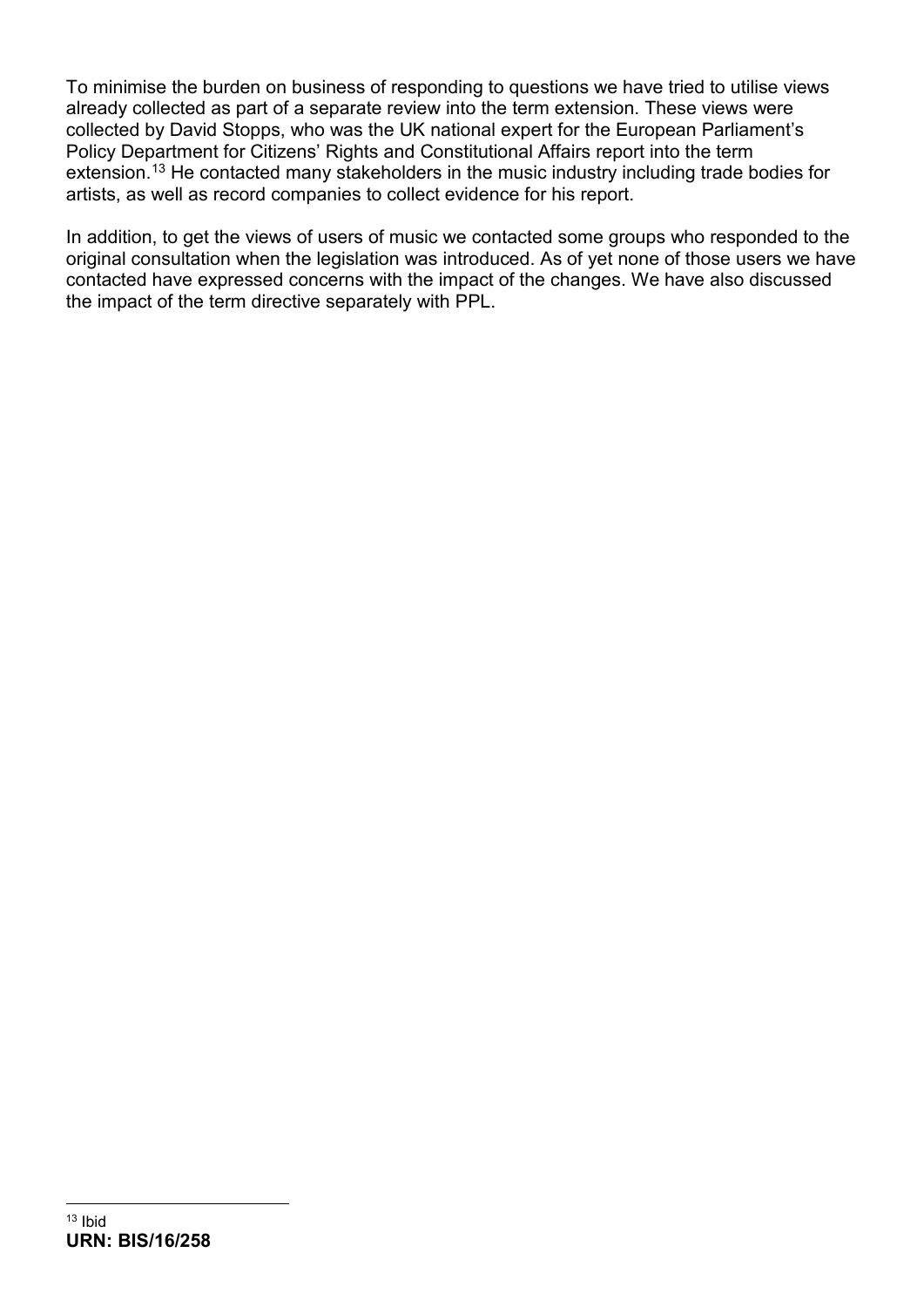To minimise the burden on business of responding to questions we have tried to utilise views already collected as part of a separate review into the term extension. These views were collected by David Stopps, who was the UK national expert for the European Parliament's Policy Department for Citizens' Rights and Constitutional Affairs report into the term extension.[13] He contacted many stakeholders in the music industry including trade bodies for artists, as well as record companies to collect evidence for his report.

In addition, to get the views of users of music we contacted some groups who responded to the original consultation when the legislation was introduced. As of yet none of those users we have contacted have expressed concerns with the impact of the changes. We have also discussed the impact of the term directive separately with PPL.

---

[13] Ibid

**URN: BIS/16/258**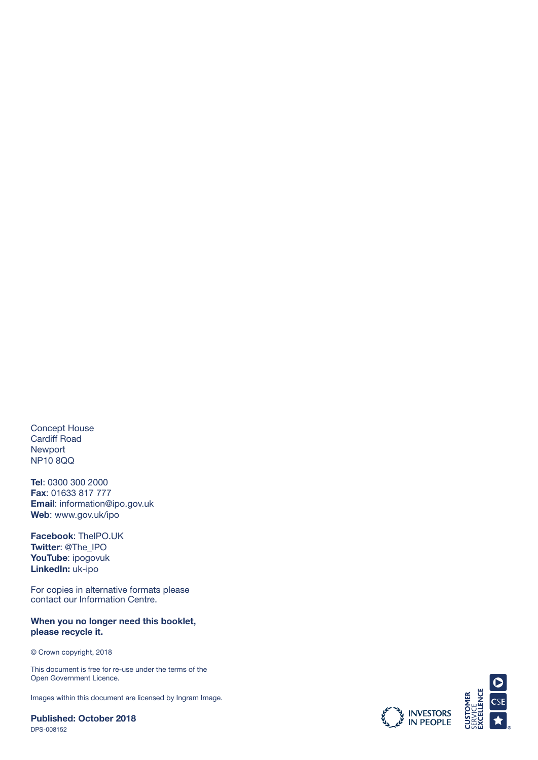Concept House
Cardiff Road
Newport
NP10 8QQ

**Tel**: 0300 300 2000
**Fax**: 01633 817 777
**Email**: information@ipo.gov.uk
**Web**: www.gov.uk/ipo

**Facebook**: TheIPO.UK
**Twitter**: @The_IPO
**YouTube**: ipogovuk
**LinkedIn:** uk-ipo

For copies in alternative formats please contact our Information Centre.

**When you no longer need this booklet, please recycle it.**

© Crown copyright, 2018

This document is free for re-use under the terms of the Open Government Licence.

Images within this document are licensed by Ingram Image.

**Published: October 2018**
DPS-008152

INVESTORS IN PEOPLE

CUSTOMER SERVICE EXCELLENCE
CSE